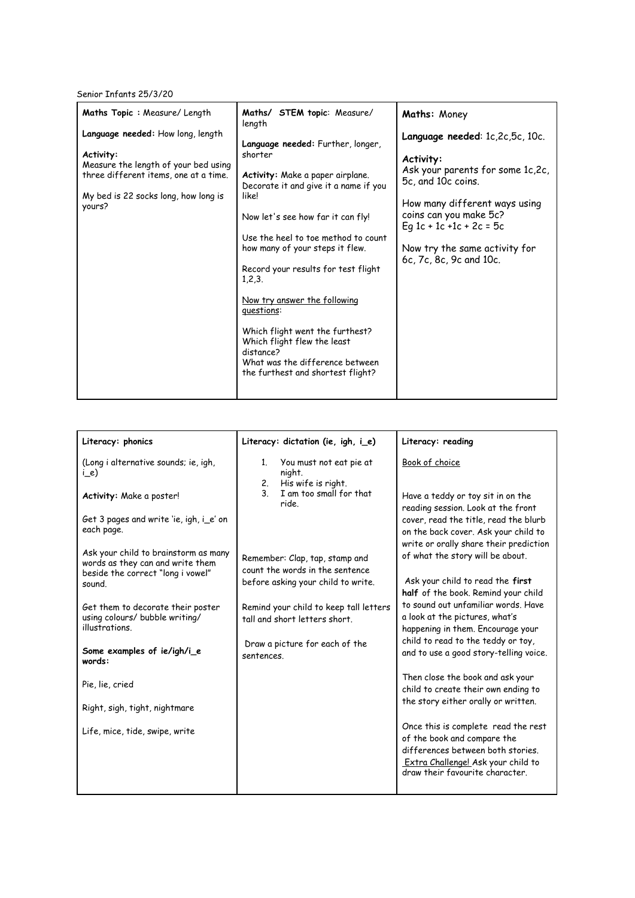Senior Infants 25/3/20

| **Maths Topic :** Measure/ Length | **Maths/ STEM topic**: Measure/ length | **Maths:** Money |
|---|---|---|
| **Language needed:** How long, length<br><br>**Activity:**<br>Measure the length of your bed using three different items, one at a time.<br><br>My bed is 22 socks long, how long is yours? | **Language needed:** Further, longer, shorter<br><br>**Activity:** Make a paper airplane. Decorate it and give it a name if you like!<br><br>Now let's see how far it can fly!<br><br>Use the heel to toe method to count how many of your steps it flew.<br><br>Record your results for test flight 1,2,3.<br><br><u>Now try answer the following questions</u>:<br><br>Which flight went the furthest?<br>Which flight flew the least distance?<br>What was the difference between the furthest and shortest flight? | **Language needed**: 1c,2c,5c, 10c.<br><br>**Activity:**<br>Ask your parents for some 1c,2c, 5c, and 10c coins.<br><br>How many different ways using coins can you make 5c?<br>Eg 1c + 1c +1c + 2c = 5c<br><br>Now try the same activity for 6c, 7c, 8c, 9c and 10c. |

| **Literacy: phonics** | **Literacy: dictation (ie, igh, i_e)** | **Literacy: reading** |
|---|---|---|
| (Long i alternative sounds; ie, igh, i_e)<br><br>**Activity:** Make a poster!<br><br>Get 3 pages and write 'ie, igh, i_e' on each page.<br><br>Ask your child to brainstorm as many words as they can and write them beside the correct "long i vowel" sound.<br><br>Get them to decorate their poster using colours/ bubble writing/ illustrations.<br><br>**Some examples of ie/igh/i_e words:**<br><br>Pie, lie, cried<br><br>Right, sigh, tight, nightmare<br><br>Life, mice, tide, swipe, write | 1. You must not eat pie at night.<br>2. His wife is right.<br>3. I am too small for that ride.<br><br>Remember: Clap, tap, stamp and count the words in the sentence before asking your child to write.<br><br>Remind your child to keep tall letters tall and short letters short.<br><br>Draw a picture for each of the sentences. | <u>Book of choice</u><br><br>Have a teddy or toy sit in on the reading session. Look at the front cover, read the title, read the blurb on the back cover. Ask your child to write or orally share their prediction of what the story will be about.<br><br>Ask your child to read the **first half** of the book. Remind your child to sound out unfamiliar words. Have a look at the pictures, what's happening in them. Encourage your child to read to the teddy or toy, and to use a good story-telling voice.<br><br>Then close the book and ask your child to create their own ending to the story either orally or written.<br><br>Once this is complete read the rest of the book and compare the differences between both stories.<br><u>Extra Challenge!</u> Ask your child to draw their favourite character. |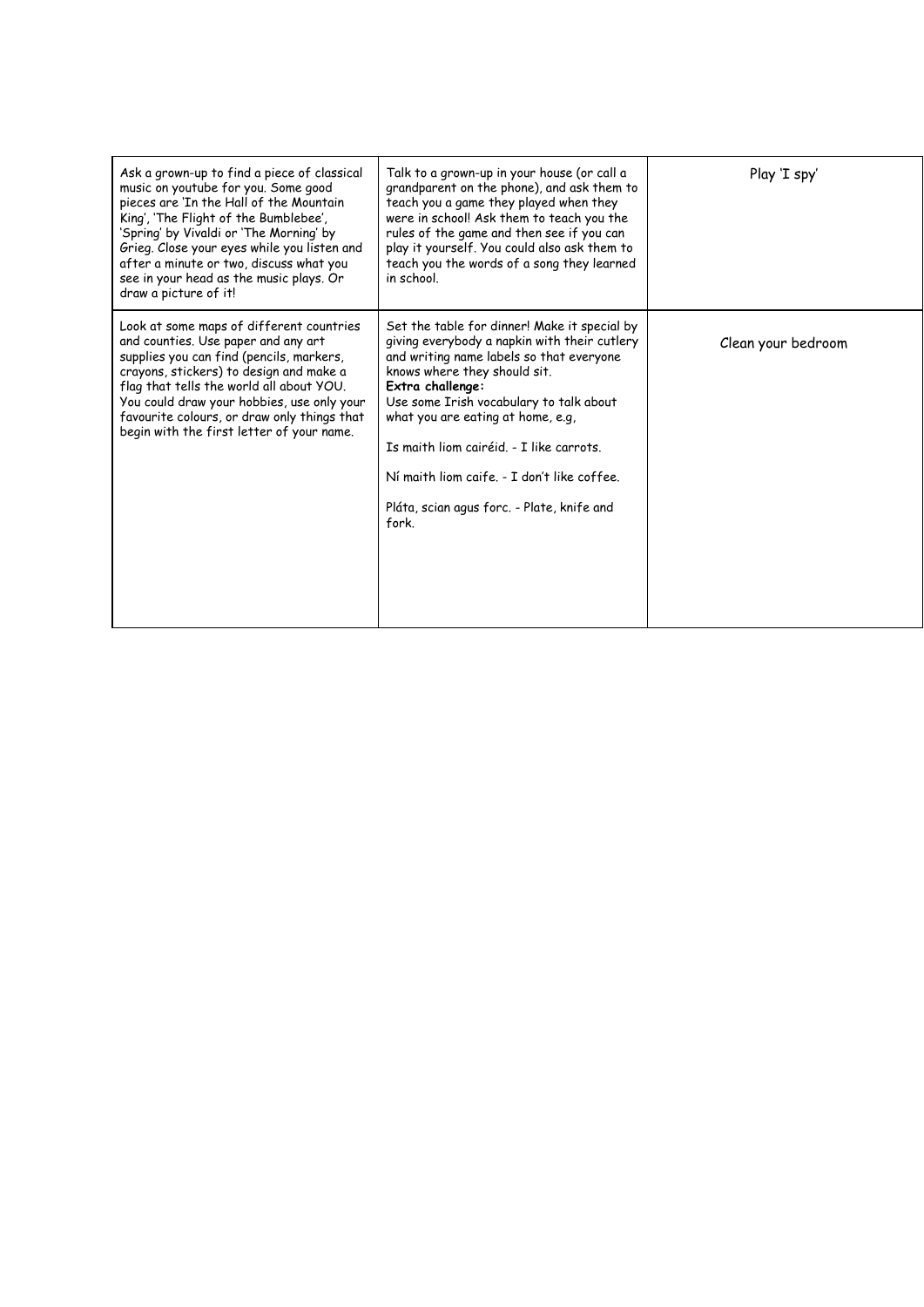| | | |
|---|---|---|
| Ask a grown-up to find a piece of classical music on youtube for you. Some good pieces are 'In the Hall of the Mountain King', 'The Flight of the Bumblebee', 'Spring' by Vivaldi or 'The Morning' by Grieg. Close your eyes while you listen and after a minute or two, discuss what you see in your head as the music plays. Or draw a picture of it! | Talk to a grown-up in your house (or call a grandparent on the phone), and ask them to teach you a game they played when they were in school! Ask them to teach you the rules of the game and then see if you can play it yourself. You could also ask them to teach you the words of a song they learned in school. | Play 'I spy' |
| Look at some maps of different countries and counties. Use paper and any art supplies you can find (pencils, markers, crayons, stickers) to design and make a flag that tells the world all about YOU. You could draw your hobbies, use only your favourite colours, or draw only things that begin with the first letter of your name. | Set the table for dinner! Make it special by giving everybody a napkin with their cutlery and writing name labels so that everyone knows where they should sit.<br>**Extra challenge:**<br>Use some Irish vocabulary to talk about what you are eating at home, e.g,<br><br>Is maith liom cairéid. - I like carrots.<br><br>Ní maith liom caife. - I don't like coffee.<br><br>Pláta, scian agus forc. - Plate, knife and fork. | Clean your bedroom |